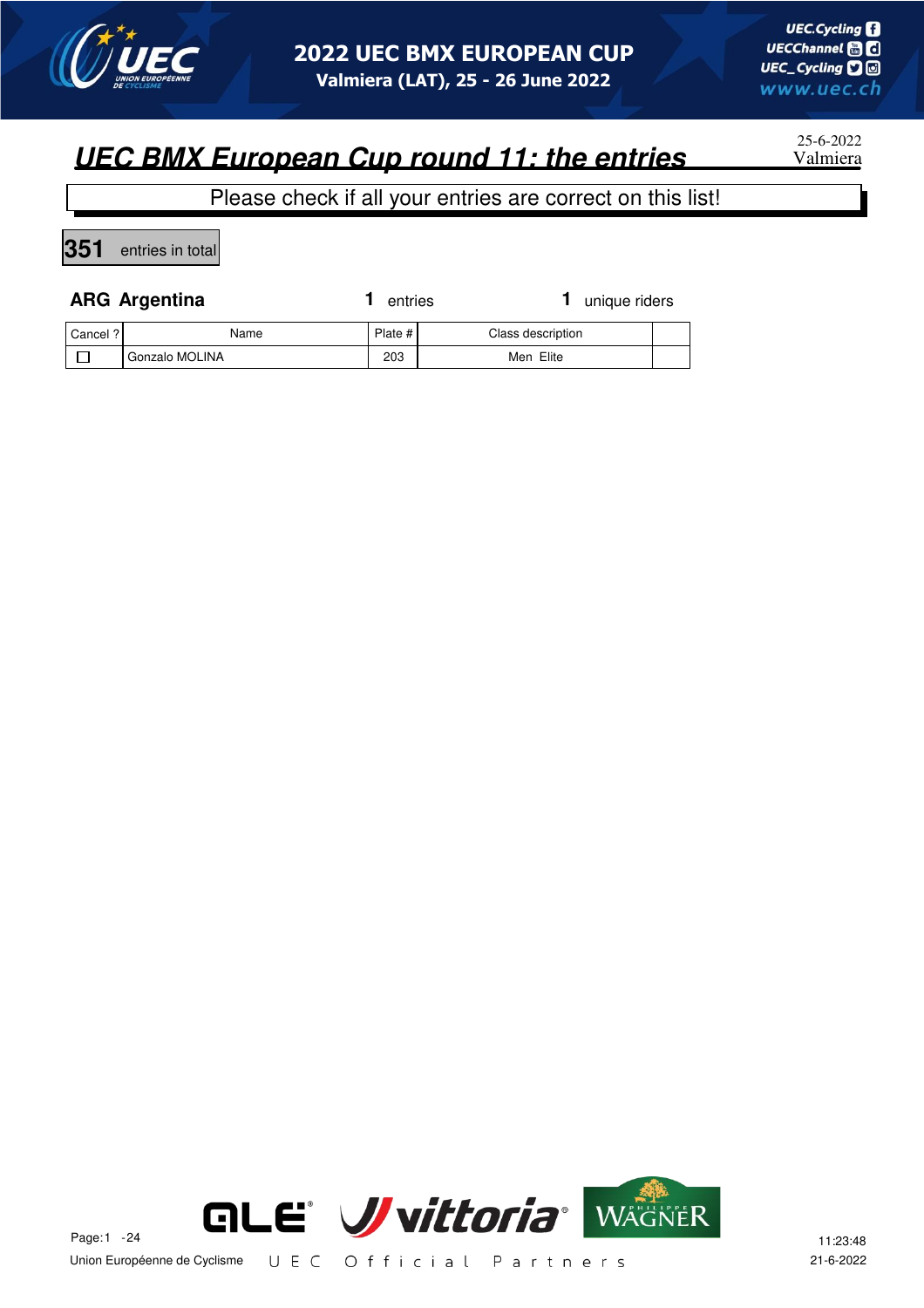# UEC BMX European Cup round 11: the entries

25-6-2022
Valmiera

Please check if all your entries are correct on this list!

**351** entries in total

## ARG Argentina

**1** entries **1** unique riders

| Cancel ? | Name | Plate # | Class description | |
|---|---|---|---|---|
| ☐ | Gonzalo MOLINA | 203 | Men Elite | |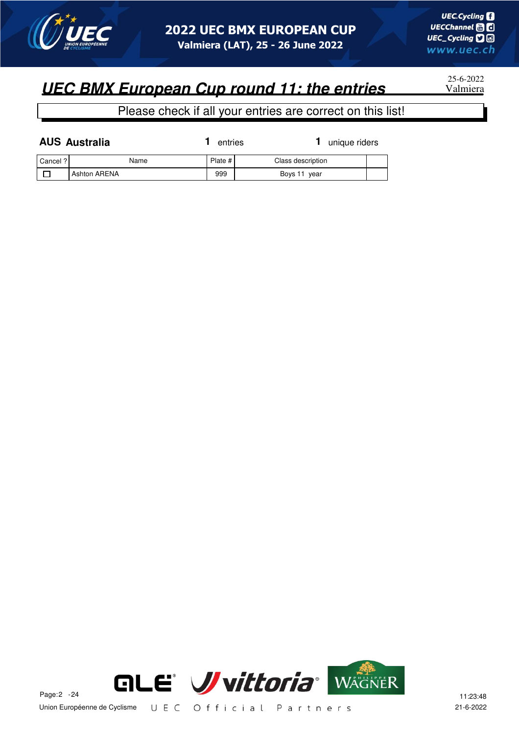## UEC BMX European Cup round 11: the entries

25-6-2022
Valmiera

Please check if all your entries are correct on this list!

**AUS Australia** — **1** entries — **1** unique riders

| Cancel ? | Name | Plate # | Class description | |
|---|---|---|---|---|
| ☐ | Ashton ARENA | 999 | Boys 11 year | |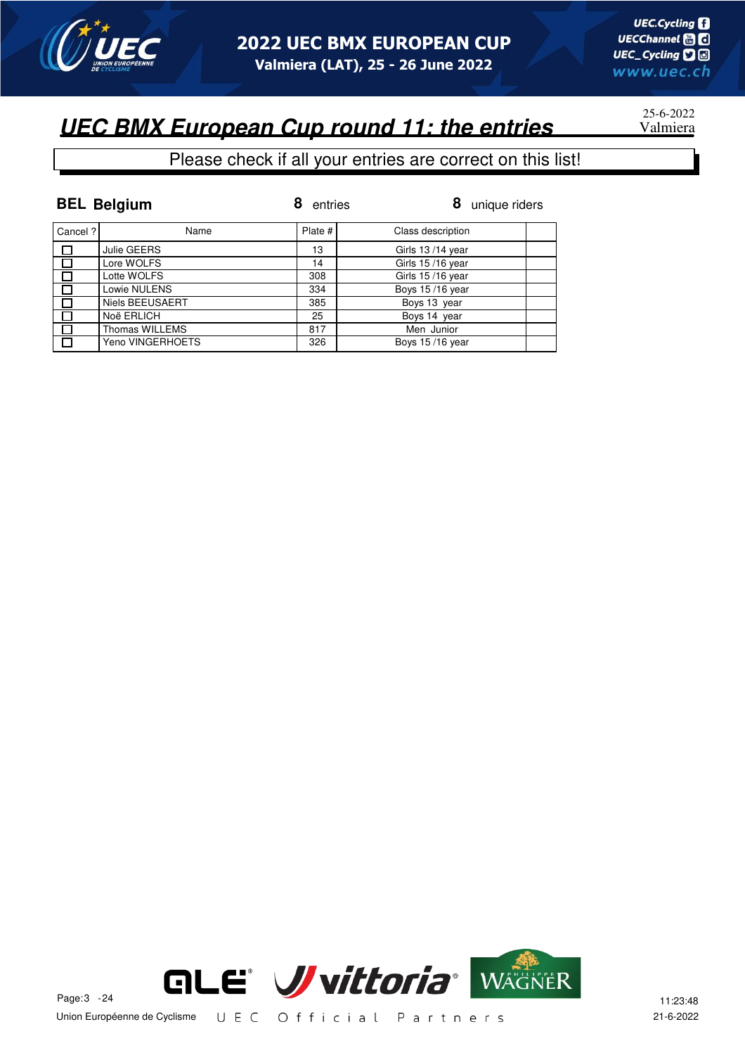# UEC BMX European Cup round 11: the entries

25-6-2022
Valmiera

Please check if all your entries are correct on this list!

**BEL Belgium** 8 entries 8 unique riders

| Cancel ? | Name | Plate # | Class description | |
|---|---|---|---|---|
| ☐ | Julie GEERS | 13 | Girls 13 /14 year | |
| ☐ | Lore WOLFS | 14 | Girls 15 /16 year | |
| ☐ | Lotte WOLFS | 308 | Girls 15 /16 year | |
| ☐ | Lowie NULENS | 334 | Boys 15 /16 year | |
| ☐ | Niels BEEUSAERT | 385 | Boys 13 year | |
| ☐ | Noë ERLICH | 25 | Boys 14 year | |
| ☐ | Thomas WILLEMS | 817 | Men Junior | |
| ☐ | Yeno VINGERHOETS | 326 | Boys 15 /16 year | |

Union Européenne de Cyclisme — UEC Official Partners

11:23:48
21-6-2022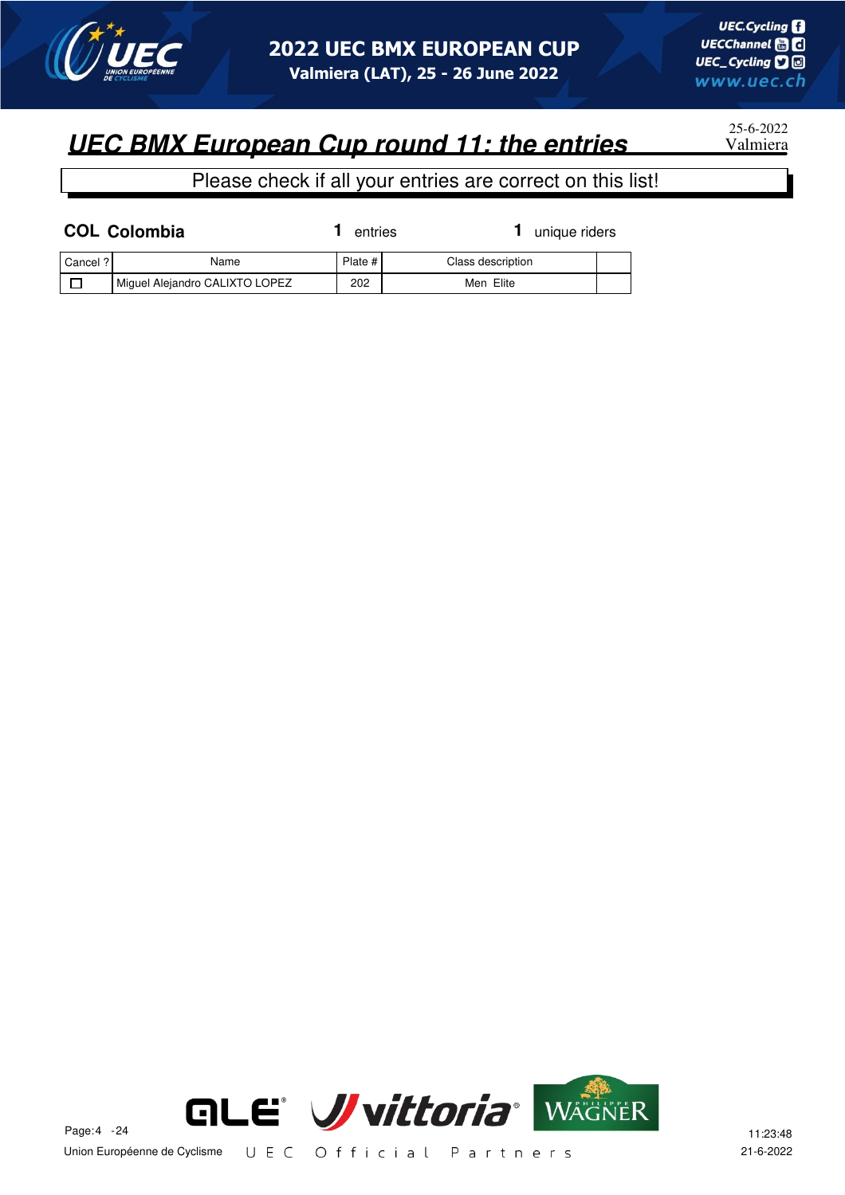# UEC BMX European Cup round 11: the entries

25-6-2022
Valmiera

Please check if all your entries are correct on this list!

**COL Colombia** — **1** entries — **1** unique riders

| Cancel ? | Name | Plate # | Class description | |
|---|---|---|---|---|
| ☐ | Miguel Alejandro CALIXTO LOPEZ | 202 | Men Elite | |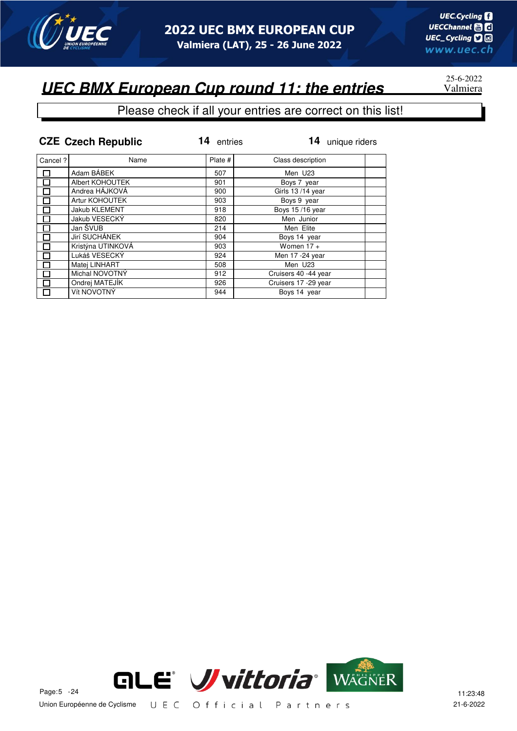# UEC BMX European Cup round 11: the entries

25-6-2022
Valmiera

Please check if all your entries are correct on this list!

**CZE Czech Republic** **14** entries **14** unique riders

| Cancel ? | Name | Plate # | Class description | |
|---|---|---|---|---|
| ☐ | Adam BÁBEK | 507 | Men U23 | |
| ☐ | Albert KOHOUTEK | 901 | Boys 7 year | |
| ☐ | Andrea HÁJKOVÁ | 900 | Girls 13 /14 year | |
| ☐ | Artur KOHOUTEK | 903 | Boys 9 year | |
| ☐ | Jakub KLEMENT | 918 | Boys 15 /16 year | |
| ☐ | Jakub VESECKÝ | 820 | Men Junior | |
| ☐ | Jan ŠVUB | 214 | Men Elite | |
| ☐ | Jirí SUCHÁNEK | 904 | Boys 14 year | |
| ☐ | Kristýna UTINKOVÁ | 903 | Women 17 + | |
| ☐ | Lukáš VESECKÝ | 924 | Men 17 -24 year | |
| ☐ | Matej LINHART | 508 | Men U23 | |
| ☐ | Michal NOVOTNÝ | 912 | Cruisers 40 -44 year | |
| ☐ | Ondrej MATEJÍK | 926 | Cruisers 17 -29 year | |
| ☐ | Vít NOVOTNÝ | 944 | Boys 14 year | |

Union Européenne de Cyclisme U E C Official Partners

11:23:48
21-6-2022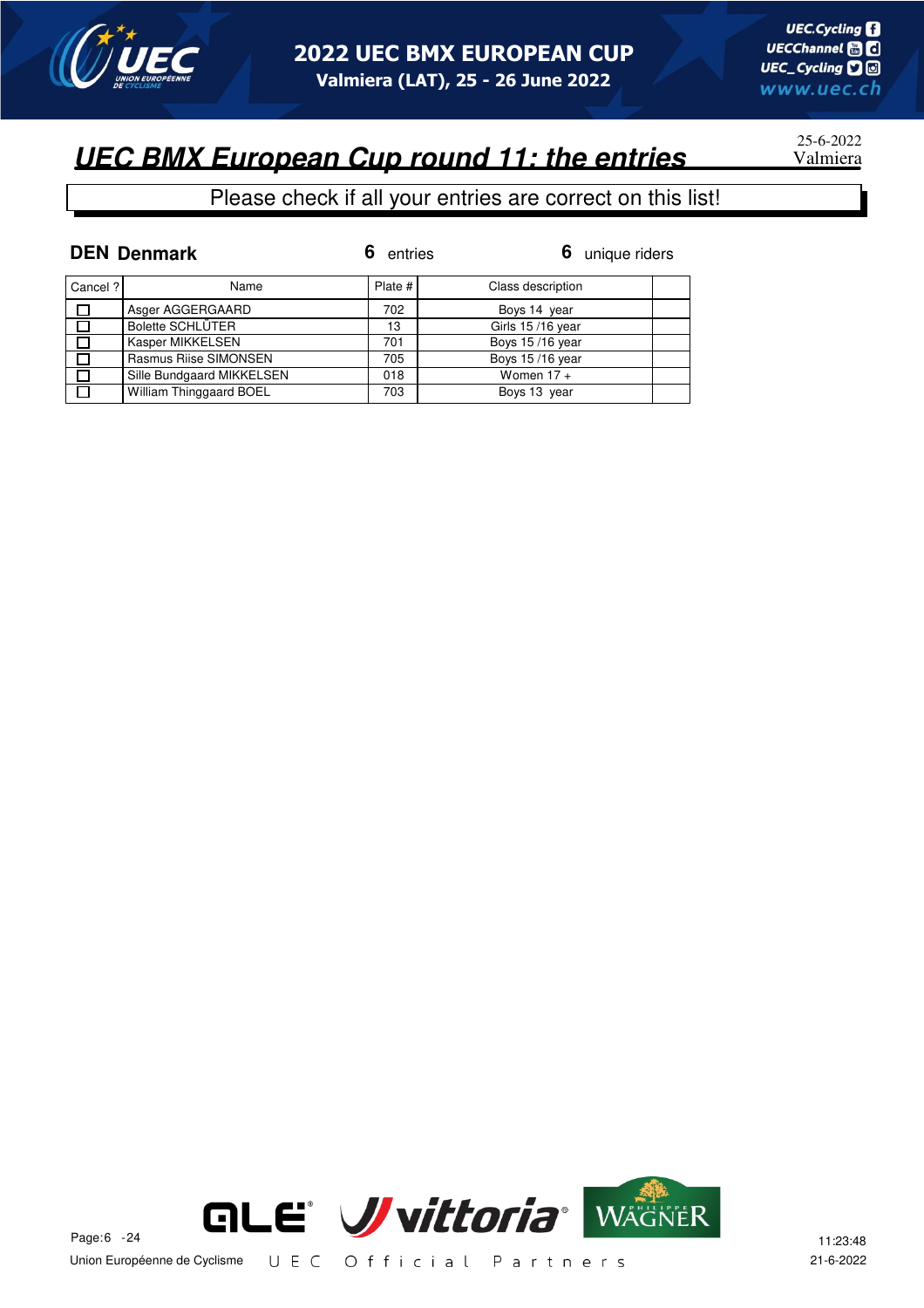## UEC BMX European Cup round 11: the entries

25-6-2022
Valmiera

Please check if all your entries are correct on this list!

**DEN Denmark** **6** entries **6** unique riders

| Cancel ? | Name | Plate # | Class description | |
|---|---|---|---|---|
| ☐ | Asger AGGERGAARD | 702 | Boys 14 year | |
| ☐ | Bolette SCHLÜTER | 13 | Girls 15 /16 year | |
| ☐ | Kasper MIKKELSEN | 701 | Boys 15 /16 year | |
| ☐ | Rasmus Riise SIMONSEN | 705 | Boys 15 /16 year | |
| ☐ | Sille Bundgaard MIKKELSEN | 018 | Women 17 + | |
| ☐ | William Thinggaard BOEL | 703 | Boys 13 year | |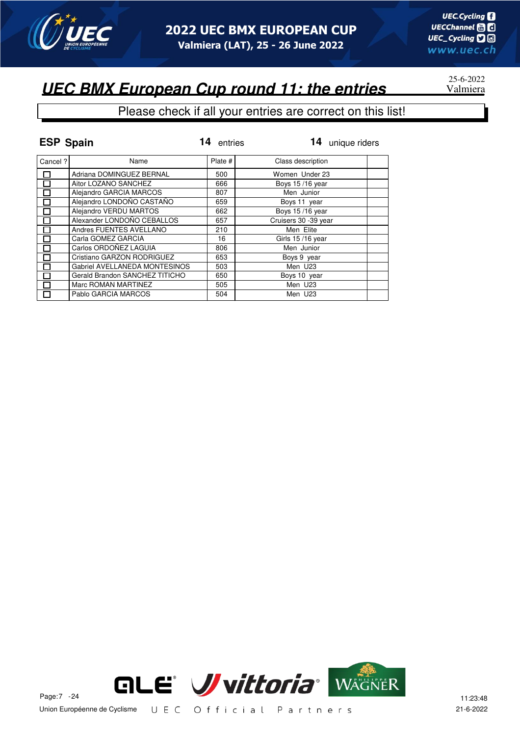# UEC BMX European Cup round 11: the entries

25-6-2022
Valmiera

Please check if all your entries are correct on this list!

**ESP Spain** **14** entries **14** unique riders

| Cancel ? | Name | Plate # | Class description | |
|---|---|---|---|---|
| ☐ | Adriana DOMINGUEZ BERNAL | 500 | Women Under 23 | |
| ☐ | Aitor LOZANO SANCHEZ | 666 | Boys 15 /16 year | |
| ☐ | Alejandro GARCIA MARCOS | 807 | Men Junior | |
| ☐ | Alejandro LONDOÑO CASTAÑO | 659 | Boys 11 year | |
| ☐ | Alejandro VERDU MARTOS | 662 | Boys 15 /16 year | |
| ☐ | Alexander LONDOÑO CEBALLOS | 657 | Cruisers 30 -39 year | |
| ☐ | Andres FUENTES AVELLANO | 210 | Men Elite | |
| ☐ | Carla GOMEZ GARCIA | 16 | Girls 15 /16 year | |
| ☐ | Carlos ORDOÑEZ LAGUIA | 806 | Men Junior | |
| ☐ | Cristiano GARZON RODRIGUEZ | 653 | Boys 9 year | |
| ☐ | Gabriel AVELLANEDA MONTESINOS | 503 | Men U23 | |
| ☐ | Gerald Brandon SANCHEZ TITICHO | 650 | Boys 10 year | |
| ☐ | Marc ROMAN MARTINEZ | 505 | Men U23 | |
| ☐ | Pablo GARCIA MARCOS | 504 | Men U23 | |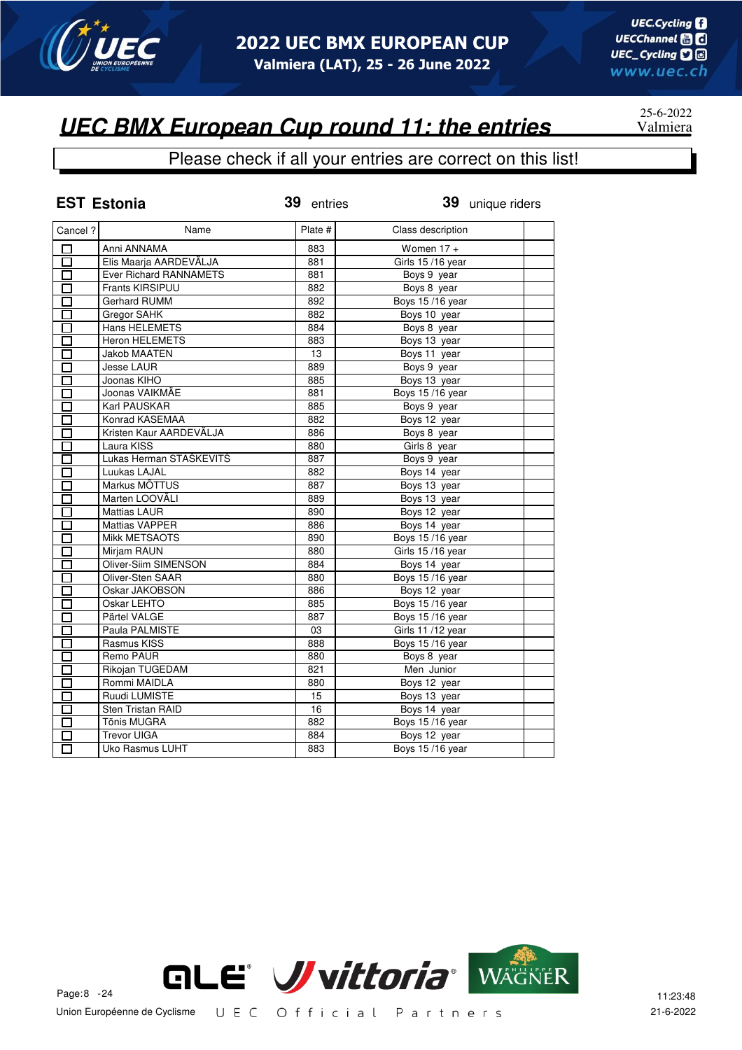# UEC BMX European Cup round 11: the entries

25-6-2022
Valmiera

Please check if all your entries are correct on this list!

**EST Estonia** — **39** entries — **39** unique riders

| Cancel ? | Name | Plate # | Class description | |
|---|---|---|---|---|
| ☐ | Anni ANNAMA | 883 | Women 17 + | |
| ☐ | Elis Maarja AARDEVÄLJA | 881 | Girls 15 /16 year | |
| ☐ | Ever Richard RANNAMETS | 881 | Boys 9 year | |
| ☐ | Frants KIRSIPUU | 882 | Boys 8 year | |
| ☐ | Gerhard RUMM | 892 | Boys 15 /16 year | |
| ☐ | Gregor SAHK | 882 | Boys 10 year | |
| ☐ | Hans HELEMETS | 884 | Boys 8 year | |
| ☐ | Heron HELEMETS | 883 | Boys 13 year | |
| ☐ | Jakob MAATEN | 13 | Boys 11 year | |
| ☐ | Jesse LAUR | 889 | Boys 9 year | |
| ☐ | Joonas KIHO | 885 | Boys 13 year | |
| ☐ | Joonas VAIKMÄE | 881 | Boys 15 /16 year | |
| ☐ | Karl PAUSKAR | 885 | Boys 9 year | |
| ☐ | Konrad KASEMAA | 882 | Boys 12 year | |
| ☐ | Kristen Kaur AARDEVÄLJA | 886 | Boys 8 year | |
| ☐ | Laura KISS | 880 | Girls 8 year | |
| ☐ | Lukas Herman STAŠKEVITŠ | 887 | Boys 9 year | |
| ☐ | Luukas LAJAL | 882 | Boys 14 year | |
| ☐ | Markus MÕTTUS | 887 | Boys 13 year | |
| ☐ | Marten LOOVÄLI | 889 | Boys 13 year | |
| ☐ | Mattias LAUR | 890 | Boys 12 year | |
| ☐ | Mattias VAPPER | 886 | Boys 14 year | |
| ☐ | Mikk METSAOTS | 890 | Boys 15 /16 year | |
| ☐ | Mirjam RAUN | 880 | Girls 15 /16 year | |
| ☐ | Oliver-Siim SIMENSON | 884 | Boys 14 year | |
| ☐ | Oliver-Sten SAAR | 880 | Boys 15 /16 year | |
| ☐ | Oskar JAKOBSON | 886 | Boys 12 year | |
| ☐ | Oskar LEHTO | 885 | Boys 15 /16 year | |
| ☐ | Pärtel VALGE | 887 | Boys 15 /16 year | |
| ☐ | Paula PALMISTE | 03 | Girls 11 /12 year | |
| ☐ | Rasmus KISS | 888 | Boys 15 /16 year | |
| ☐ | Remo PAUR | 880 | Boys 8 year | |
| ☐ | Rikojan TUGEDAM | 821 | Men Junior | |
| ☐ | Rommi MAIDLA | 880 | Boys 12 year | |
| ☐ | Ruudi LUMISTE | 15 | Boys 13 year | |
| ☐ | Sten Tristan RAID | 16 | Boys 14 year | |
| ☐ | Tõnis MUGRA | 882 | Boys 15 /16 year | |
| ☐ | Trevor UIGA | 884 | Boys 12 year | |
| ☐ | Uko Rasmus LUHT | 883 | Boys 15 /16 year | |

Union Européenne de Cyclisme — UEC Official Partners

11:23:48
21-6-2022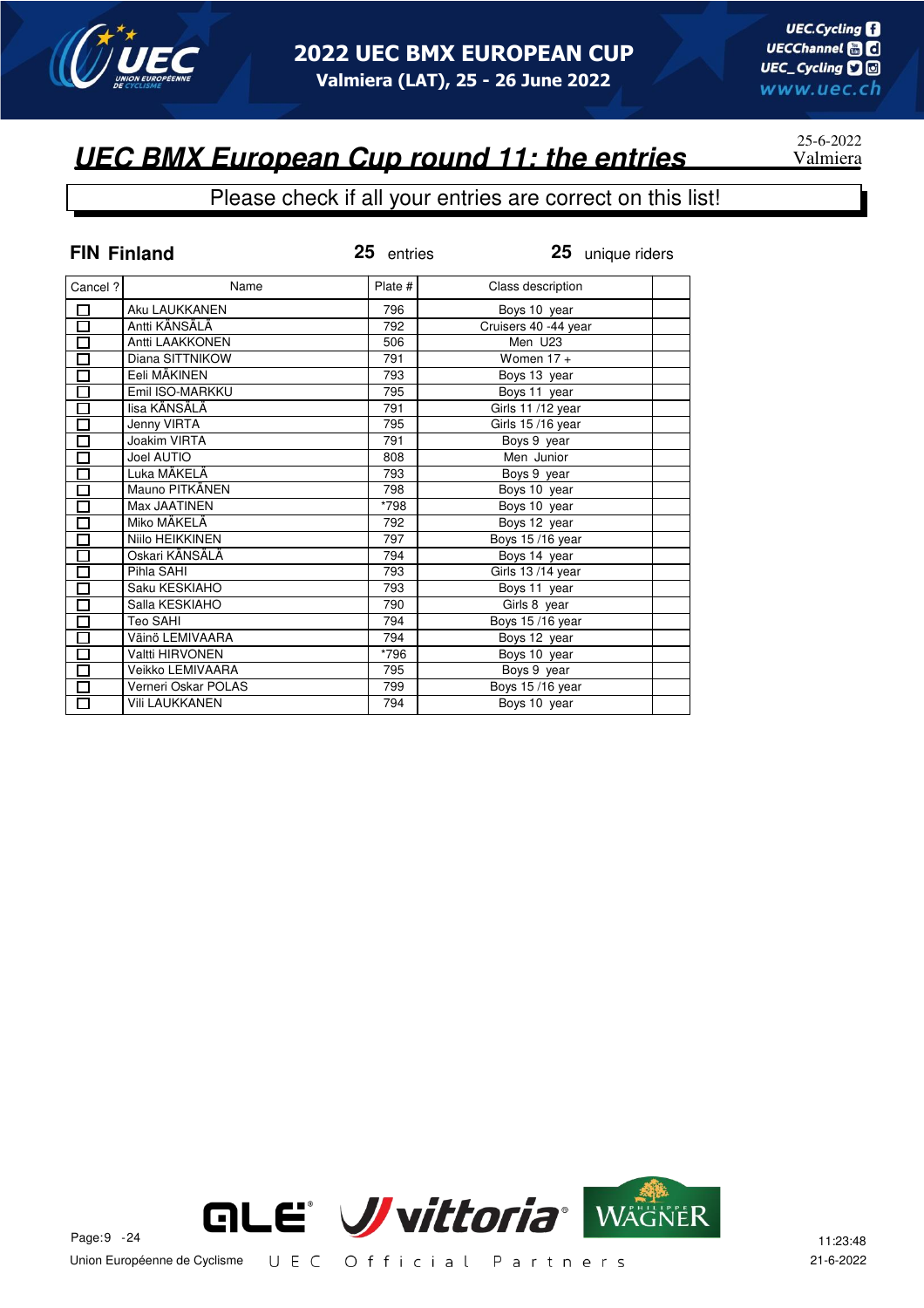# UEC BMX European Cup round 11: the entries

25-6-2022
Valmiera

Please check if all your entries are correct on this list!

**FIN Finland** **25** entries **25** unique riders

| Cancel ? | Name | Plate # | Class description | |
|---|---|---|---|---|
| ☐ | Aku LAUKKANEN | 796 | Boys 10 year | |
| ☐ | Antti KÄNSÄLÄ | 792 | Cruisers 40 -44 year | |
| ☐ | Antti LAAKKONEN | 506 | Men U23 | |
| ☐ | Diana SITTNIKOW | 791 | Women 17 + | |
| ☐ | Eeli MÄKINEN | 793 | Boys 13 year | |
| ☐ | Emil ISO-MARKKU | 795 | Boys 11 year | |
| ☐ | Iisa KÄNSÄLÄ | 791 | Girls 11 /12 year | |
| ☐ | Jenny VIRTA | 795 | Girls 15 /16 year | |
| ☐ | Joakim VIRTA | 791 | Boys 9 year | |
| ☐ | Joel AUTIO | 808 | Men Junior | |
| ☐ | Luka MÄKELÄ | 793 | Boys 9 year | |
| ☐ | Mauno PITKÄNEN | 798 | Boys 10 year | |
| ☐ | Max JAATINEN | *798 | Boys 10 year | |
| ☐ | Miko MÄKELÄ | 792 | Boys 12 year | |
| ☐ | Niilo HEIKKINEN | 797 | Boys 15 /16 year | |
| ☐ | Oskari KÄNSÄLÄ | 794 | Boys 14 year | |
| ☐ | Pihla SAHI | 793 | Girls 13 /14 year | |
| ☐ | Saku KESKIAHO | 793 | Boys 11 year | |
| ☐ | Salla KESKIAHO | 790 | Girls 8 year | |
| ☐ | Teo SAHI | 794 | Boys 15 /16 year | |
| ☐ | Väinö LEMIVAARA | 794 | Boys 12 year | |
| ☐ | Valtti HIRVONEN | *796 | Boys 10 year | |
| ☐ | Veikko LEMIVAARA | 795 | Boys 9 year | |
| ☐ | Verneri Oskar POLAS | 799 | Boys 15 /16 year | |
| ☐ | Vili LAUKKANEN | 794 | Boys 10 year | |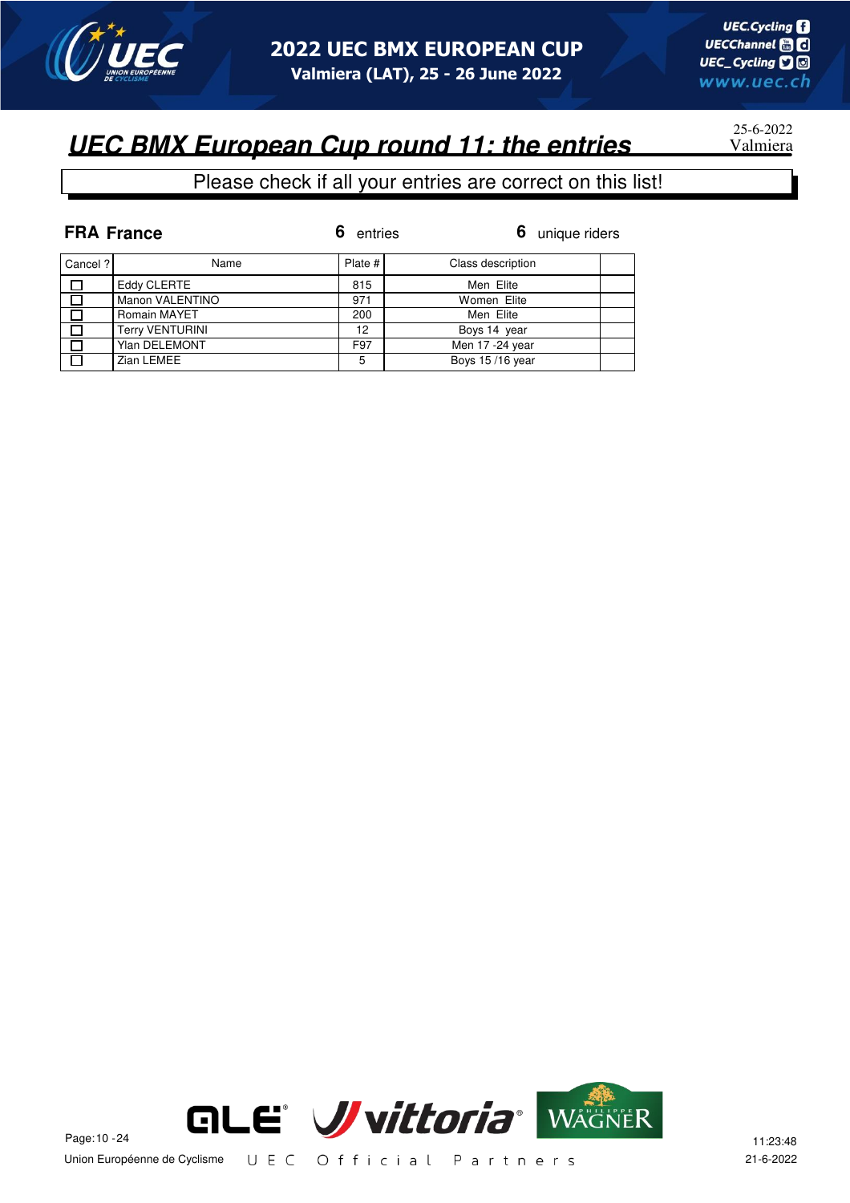# UEC BMX European Cup round 11: the entries

25-6-2022
Valmiera

Please check if all your entries are correct on this list!

**FRA France** — **6** entries — **6** unique riders

| Cancel ? | Name | Plate # | Class description | |
|---|---|---|---|---|
| ☐ | Eddy CLERTE | 815 | Men Elite | |
| ☐ | Manon VALENTINO | 971 | Women Elite | |
| ☐ | Romain MAYET | 200 | Men Elite | |
| ☐ | Terry VENTURINI | 12 | Boys 14 year | |
| ☐ | Ylan DELEMONT | F97 | Men 17 -24 year | |
| ☐ | Zian LEMEE | 5 | Boys 15 /16 year | |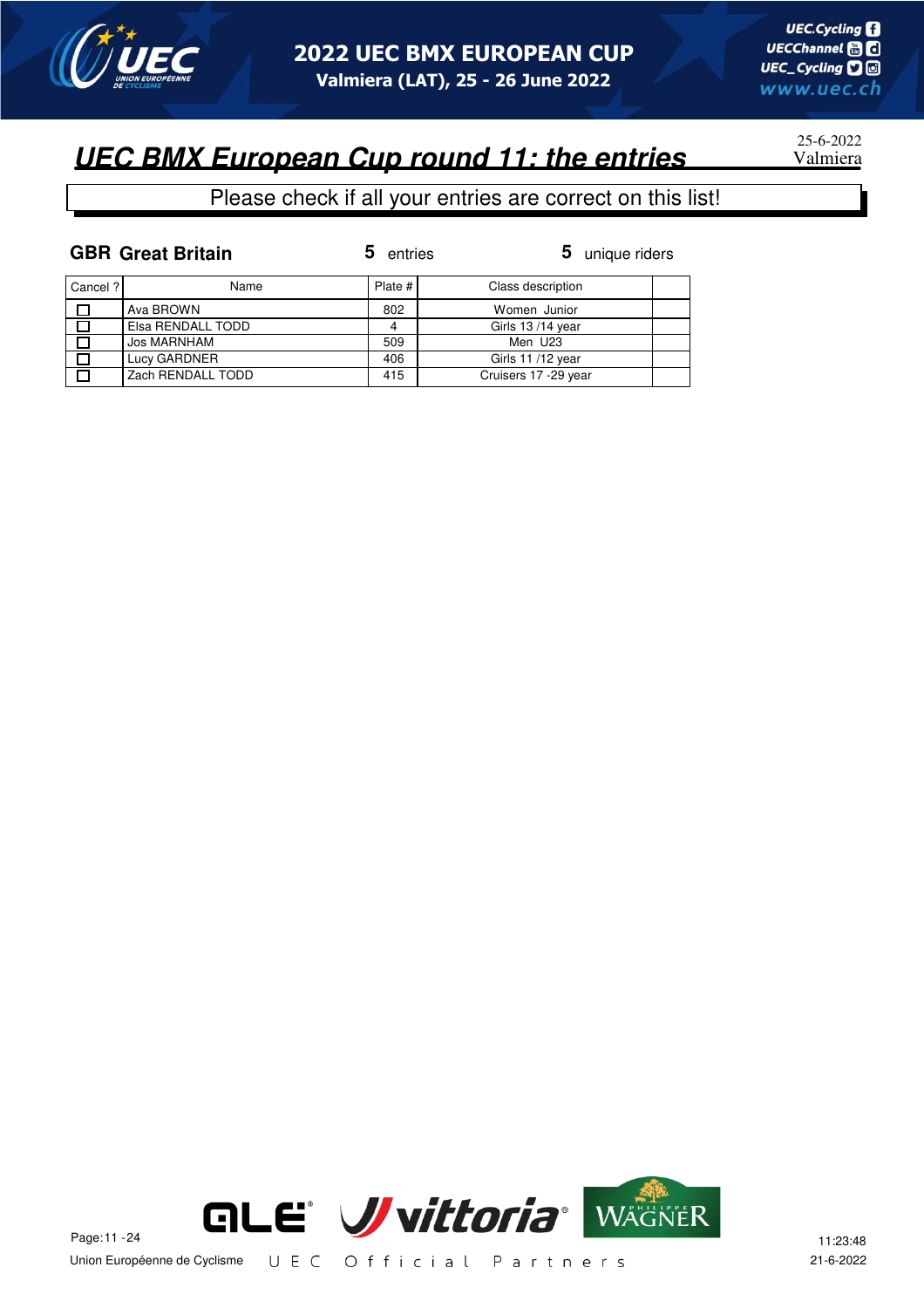# UEC BMX European Cup round 11: the entries

25-6-2022
Valmiera

Please check if all your entries are correct on this list!

**GBR Great Britain** **5** entries **5** unique riders

| Cancel ? | Name | Plate # | Class description | |
|---|---|---|---|---|
| ☐ | Ava BROWN | 802 | Women Junior | |
| ☐ | Elsa RENDALL TODD | 4 | Girls 13 /14 year | |
| ☐ | Jos MARNHAM | 509 | Men U23 | |
| ☐ | Lucy GARDNER | 406 | Girls 11 /12 year | |
| ☐ | Zach RENDALL TODD | 415 | Cruisers 17 -29 year | |

Union Européenne de Cyclisme

UEC Official Partners

11:23:48
21-6-2022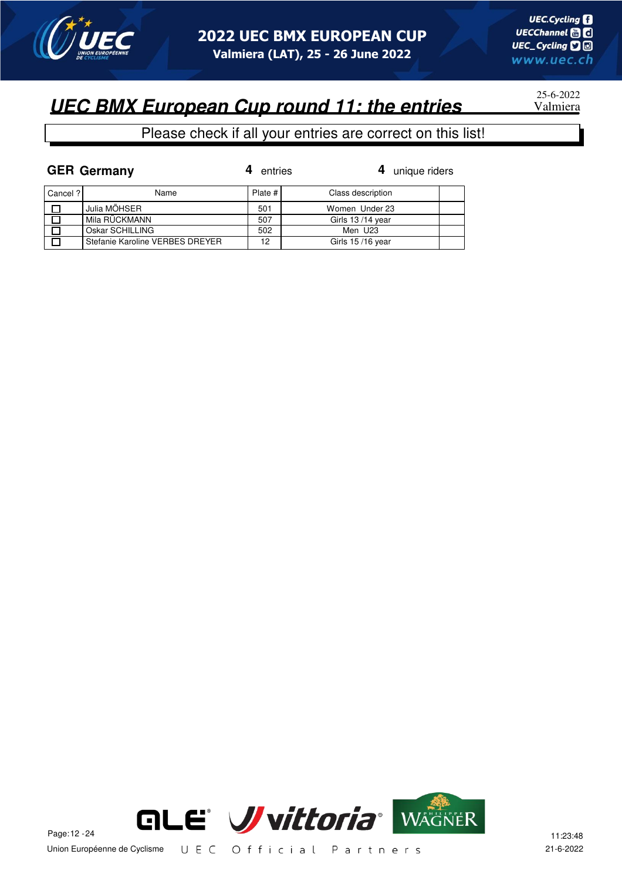# UEC BMX European Cup round 11: the entries

25-6-2022
Valmiera

Please check if all your entries are correct on this list!

**GER Germany** — **4** entries — **4** unique riders

| Cancel ? | Name | Plate # | Class description | |
|---|---|---|---|---|
| ☐ | Julia MÖHSER | 501 | Women Under 23 | |
| ☐ | Mila RÜCKMANN | 507 | Girls 13 /14 year | |
| ☐ | Oskar SCHILLING | 502 | Men U23 | |
| ☐ | Stefanie Karoline VERBES DREYER | 12 | Girls 15 /16 year | |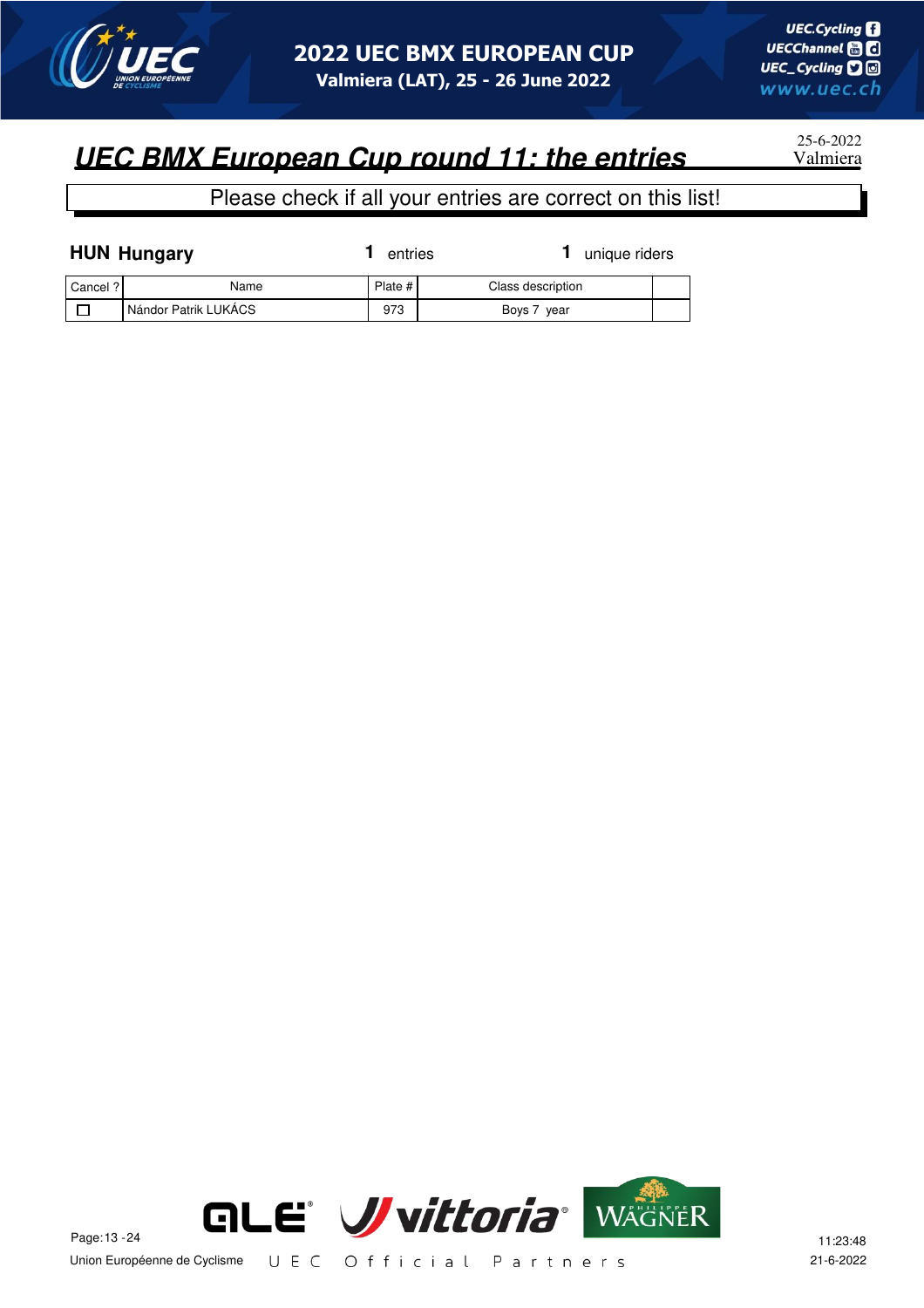# 2022 UEC BMX EUROPEAN CUP

**Valmiera (LAT), 25 - 26 June 2022**

## UEC BMX European Cup round 11: the entries

25-6-2022
Valmiera

Please check if all your entries are correct on this list!

**HUN Hungary** **1** entries **1** unique riders

| Cancel ? | Name | Plate # | Class description | |
|---|---|---|---|---|
| ☐ | Nándor Patrik LUKÁCS | 973 | Boys 7 year | |

Union Européenne de Cyclisme

UEC Official Partners

11:23:48
21-6-2022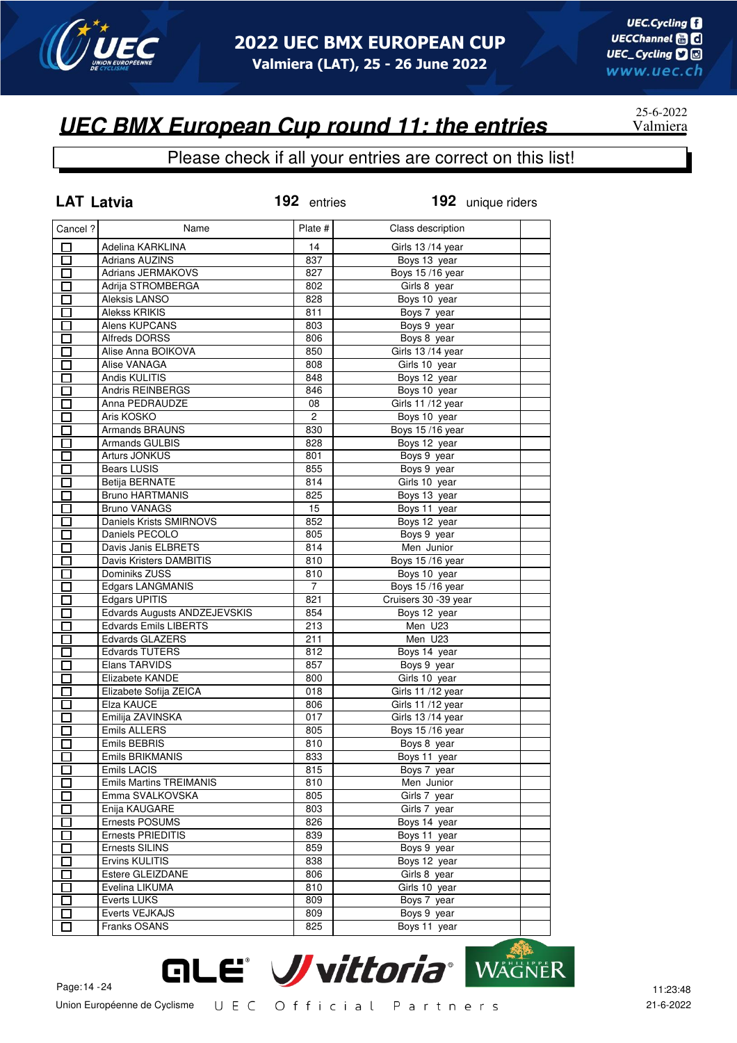# UEC BMX European Cup round 11: the entries

25-6-2022
Valmiera

Please check if all your entries are correct on this list!

**LAT Latvia** | **192** entries | **192** unique riders

| Cancel ? | Name | Plate # | Class description | |
|---|---|---|---|---|
| ☐ | Adelina KARKLINA | 14 | Girls 13 /14 year | |
| ☐ | Adrians AUZINS | 837 | Boys 13 year | |
| ☐ | Adrians JERMAKOVS | 827 | Boys 15 /16 year | |
| ☐ | Adrija STROMBERGA | 802 | Girls 8 year | |
| ☐ | Aleksis LANSO | 828 | Boys 10 year | |
| ☐ | Alekss KRIKIS | 811 | Boys 7 year | |
| ☐ | Alens KUPCANS | 803 | Boys 9 year | |
| ☐ | Alfreds DORSS | 806 | Boys 8 year | |
| ☐ | Alise Anna BOIKOVA | 850 | Girls 13 /14 year | |
| ☐ | Alise VANAGA | 808 | Girls 10 year | |
| ☐ | Andis KULITIS | 848 | Boys 12 year | |
| ☐ | Andris REINBERGS | 846 | Boys 10 year | |
| ☐ | Anna PEDRAUDZE | 08 | Girls 11 /12 year | |
| ☐ | Aris KOSKO | 2 | Boys 10 year | |
| ☐ | Armands BRAUNS | 830 | Boys 15 /16 year | |
| ☐ | Armands GULBIS | 828 | Boys 12 year | |
| ☐ | Arturs JONKUS | 801 | Boys 9 year | |
| ☐ | Bears LUSIS | 855 | Boys 9 year | |
| ☐ | Betija BERNATE | 814 | Girls 10 year | |
| ☐ | Bruno HARTMANIS | 825 | Boys 13 year | |
| ☐ | Bruno VANAGS | 15 | Boys 11 year | |
| ☐ | Daniels Krists SMIRNOVS | 852 | Boys 12 year | |
| ☐ | Daniels PECOLO | 805 | Boys 9 year | |
| ☐ | Davis Janis ELBRETS | 814 | Men Junior | |
| ☐ | Davis Kristers DAMBITIS | 810 | Boys 15 /16 year | |
| ☐ | Dominiks ZUSS | 810 | Boys 10 year | |
| ☐ | Edgars LANGMANIS | 7 | Boys 15 /16 year | |
| ☐ | Edgars UPITIS | 821 | Cruisers 30 -39 year | |
| ☐ | Edvards Augusts ANDZEJEVSKIS | 854 | Boys 12 year | |
| ☐ | Edvards Emils LIBERTS | 213 | Men U23 | |
| ☐ | Edvards GLAZERS | 211 | Men U23 | |
| ☐ | Edvards TUTERS | 812 | Boys 14 year | |
| ☐ | Elans TARVIDS | 857 | Boys 9 year | |
| ☐ | Elizabete KANDE | 800 | Girls 10 year | |
| ☐ | Elizabete Sofija ZEICA | 018 | Girls 11 /12 year | |
| ☐ | Elza KAUCE | 806 | Girls 11 /12 year | |
| ☐ | Emilija ZAVINSKA | 017 | Girls 13 /14 year | |
| ☐ | Emils ALLERS | 805 | Boys 15 /16 year | |
| ☐ | Emils BEBRIS | 810 | Boys 8 year | |
| ☐ | Emils BRIKMANIS | 833 | Boys 11 year | |
| ☐ | Emils LACIS | 815 | Boys 7 year | |
| ☐ | Emils Martins TREIMANIS | 810 | Men Junior | |
| ☐ | Emma SVALKOVSKA | 805 | Girls 7 year | |
| ☐ | Enija KAUGARE | 803 | Girls 7 year | |
| ☐ | Ernests POSUMS | 826 | Boys 14 year | |
| ☐ | Ernests PRIEDITIS | 839 | Boys 11 year | |
| ☐ | Ernests SILINS | 859 | Boys 9 year | |
| ☐ | Ervins KULITIS | 838 | Boys 12 year | |
| ☐ | Estere GLEIZDANE | 806 | Girls 8 year | |
| ☐ | Evelina LIKUMA | 810 | Girls 10 year | |
| ☐ | Everts LUKS | 809 | Boys 7 year | |
| ☐ | Everts VEJKAJS | 809 | Boys 9 year | |
| ☐ | Franks OSANS | 825 | Boys 11 year | |

Union Européenne de Cyclisme — UEC Official Partners

11:23:48
21-6-2022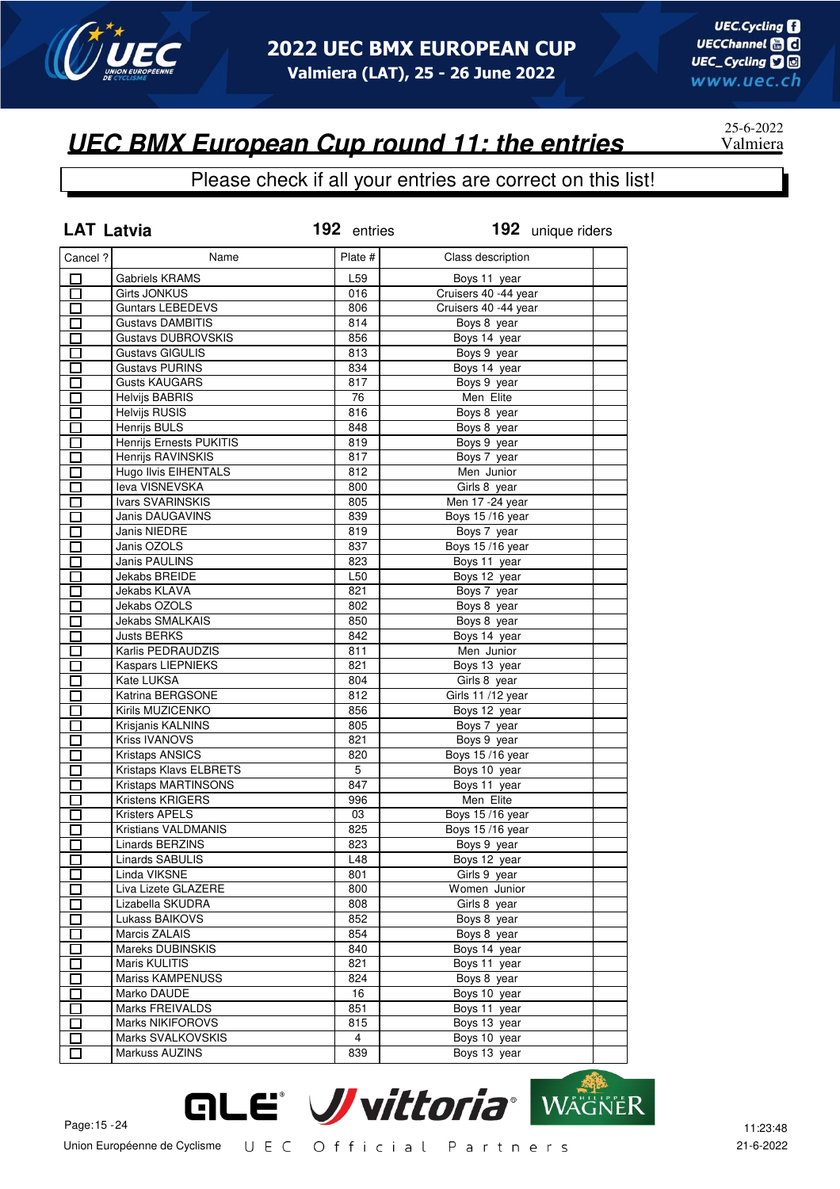# UEC BMX European Cup round 11: the entries

25-6-2022
Valmiera

Please check if all your entries are correct on this list!

**LAT Latvia** — **192** entries — **192** unique riders

| Cancel ? | Name | Plate # | Class description | |
|---|---|---|---|---|
| ☐ | Gabriels KRAMS | L59 | Boys 11 year | |
| ☐ | Girts JONKUS | 016 | Cruisers 40 -44 year | |
| ☐ | Guntars LEBEDEVS | 806 | Cruisers 40 -44 year | |
| ☐ | Gustavs DAMBITIS | 814 | Boys 8 year | |
| ☐ | Gustavs DUBROVSKIS | 856 | Boys 14 year | |
| ☐ | Gustavs GIGULIS | 813 | Boys 9 year | |
| ☐ | Gustavs PURINS | 834 | Boys 14 year | |
| ☐ | Gusts KAUGARS | 817 | Boys 9 year | |
| ☐ | Helvijs BABRIS | 76 | Men Elite | |
| ☐ | Helvijs RUSIS | 816 | Boys 8 year | |
| ☐ | Henrijs BULS | 848 | Boys 8 year | |
| ☐ | Henrijs Ernests PUKITIS | 819 | Boys 9 year | |
| ☐ | Henrijs RAVINSKIS | 817 | Boys 7 year | |
| ☐ | Hugo Ilvis EIHENTALS | 812 | Men Junior | |
| ☐ | Ieva VISNEVSKA | 800 | Girls 8 year | |
| ☐ | Ivars SVARINSKIS | 805 | Men 17 -24 year | |
| ☐ | Janis DAUGAVINS | 839 | Boys 15 /16 year | |
| ☐ | Janis NIEDRE | 819 | Boys 7 year | |
| ☐ | Janis OZOLS | 837 | Boys 15 /16 year | |
| ☐ | Janis PAULINS | 823 | Boys 11 year | |
| ☐ | Jekabs BREIDE | L50 | Boys 12 year | |
| ☐ | Jekabs KLAVA | 821 | Boys 7 year | |
| ☐ | Jekabs OZOLS | 802 | Boys 8 year | |
| ☐ | Jekabs SMALKAIS | 850 | Boys 8 year | |
| ☐ | Justs BERKS | 842 | Boys 14 year | |
| ☐ | Karlis PEDRAUDZIS | 811 | Men Junior | |
| ☐ | Kaspars LIEPNIEKS | 821 | Boys 13 year | |
| ☐ | Kate LUKSA | 804 | Girls 8 year | |
| ☐ | Katrina BERGSONE | 812 | Girls 11 /12 year | |
| ☐ | Kirils MUZICENKO | 856 | Boys 12 year | |
| ☐ | Krisjanis KALNINS | 805 | Boys 7 year | |
| ☐ | Kriss IVANOVS | 821 | Boys 9 year | |
| ☐ | Kristaps ANSICS | 820 | Boys 15 /16 year | |
| ☐ | Kristaps Klavs ELBRETS | 5 | Boys 10 year | |
| ☐ | Kristaps MARTINSONS | 847 | Boys 11 year | |
| ☐ | Kristens KRIGERS | 996 | Men Elite | |
| ☐ | Kristers APELS | 03 | Boys 15 /16 year | |
| ☐ | Kristians VALDMANIS | 825 | Boys 15 /16 year | |
| ☐ | Linards BERZINS | 823 | Boys 9 year | |
| ☐ | Linards SABULIS | L48 | Boys 12 year | |
| ☐ | Linda VIKSNE | 801 | Girls 9 year | |
| ☐ | Liva Lizete GLAZERE | 800 | Women Junior | |
| ☐ | Lizabella SKUDRA | 808 | Girls 8 year | |
| ☐ | Lukass BAIKOVS | 852 | Boys 8 year | |
| ☐ | Marcis ZALAIS | 854 | Boys 8 year | |
| ☐ | Mareks DUBINSKIS | 840 | Boys 14 year | |
| ☐ | Maris KULITIS | 821 | Boys 11 year | |
| ☐ | Mariss KAMPENUSS | 824 | Boys 8 year | |
| ☐ | Marko DAUDE | 16 | Boys 10 year | |
| ☐ | Marks FREIVALDS | 851 | Boys 11 year | |
| ☐ | Marks NIKIFOROVS | 815 | Boys 13 year | |
| ☐ | Marks SVALKOVSKIS | 4 | Boys 10 year | |
| ☐ | Markuss AUZINS | 839 | Boys 13 year | |

Union Européenne de Cyclisme — UEC Official Partners

11:23:48
21-6-2022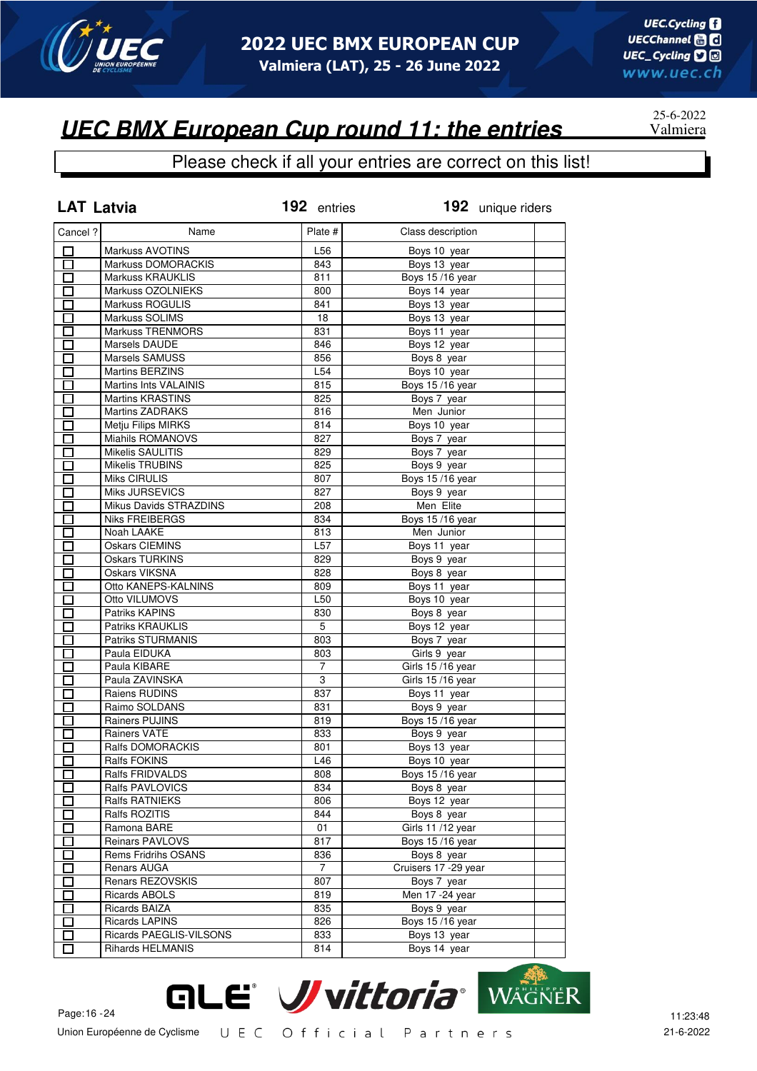# UEC BMX European Cup round 11: the entries

25-6-2022
Valmiera

Please check if all your entries are correct on this list!

**LAT Latvia** **192** entries **192** unique riders

| Cancel ? | Name | Plate # | Class description | |
|---|---|---|---|---|
| ☐ | Markuss AVOTINS | L56 | Boys 10 year | |
| ☐ | Markuss DOMORACKIS | 843 | Boys 13 year | |
| ☐ | Markuss KRAUKLIS | 811 | Boys 15 /16 year | |
| ☐ | Markuss OZOLNIEKS | 800 | Boys 14 year | |
| ☐ | Markuss ROGULIS | 841 | Boys 13 year | |
| ☐ | Markuss SOLIMS | 18 | Boys 13 year | |
| ☐ | Markuss TRENMORS | 831 | Boys 11 year | |
| ☐ | Marsels DAUDE | 846 | Boys 12 year | |
| ☐ | Marsels SAMUSS | 856 | Boys 8 year | |
| ☐ | Martins BERZINS | L54 | Boys 10 year | |
| ☐ | Martins Ints VALAINIS | 815 | Boys 15 /16 year | |
| ☐ | Martins KRASTINS | 825 | Boys 7 year | |
| ☐ | Martins ZADRAKS | 816 | Men Junior | |
| ☐ | Metju Filips MIRKS | 814 | Boys 10 year | |
| ☐ | Miahils ROMANOVS | 827 | Boys 7 year | |
| ☐ | Mikelis SAULITIS | 829 | Boys 7 year | |
| ☐ | Mikelis TRUBINS | 825 | Boys 9 year | |
| ☐ | Miks CIRULIS | 807 | Boys 15 /16 year | |
| ☐ | Miks JURSEVICS | 827 | Boys 9 year | |
| ☐ | Mikus Davids STRAZDINS | 208 | Men Elite | |
| ☐ | Niks FREIBERGS | 834 | Boys 15 /16 year | |
| ☐ | Noah LAAKE | 813 | Men Junior | |
| ☐ | Oskars CIEMINS | L57 | Boys 11 year | |
| ☐ | Oskars TURKINS | 829 | Boys 9 year | |
| ☐ | Oskars VIKSNA | 828 | Boys 8 year | |
| ☐ | Otto KANEPS-KALNINS | 809 | Boys 11 year | |
| ☐ | Otto VILUMOVS | L50 | Boys 10 year | |
| ☐ | Patriks KAPINS | 830 | Boys 8 year | |
| ☐ | Patriks KRAUKLIS | 5 | Boys 12 year | |
| ☐ | Patriks STURMANIS | 803 | Boys 7 year | |
| ☐ | Paula EIDUKA | 803 | Girls 9 year | |
| ☐ | Paula KIBARE | 7 | Girls 15 /16 year | |
| ☐ | Paula ZAVINSKA | 3 | Girls 15 /16 year | |
| ☐ | Raiens RUDINS | 837 | Boys 11 year | |
| ☐ | Raimo SOLDANS | 831 | Boys 9 year | |
| ☐ | Rainers PUJINS | 819 | Boys 15 /16 year | |
| ☐ | Rainers VATE | 833 | Boys 9 year | |
| ☐ | Ralfs DOMORACKIS | 801 | Boys 13 year | |
| ☐ | Ralfs FOKINS | L46 | Boys 10 year | |
| ☐ | Ralfs FRIDVALDS | 808 | Boys 15 /16 year | |
| ☐ | Ralfs PAVLOVICS | 834 | Boys 8 year | |
| ☐ | Ralfs RATNIEKS | 806 | Boys 12 year | |
| ☐ | Ralfs ROZITIS | 844 | Boys 8 year | |
| ☐ | Ramona BARE | 01 | Girls 11 /12 year | |
| ☐ | Reinars PAVLOVS | 817 | Boys 15 /16 year | |
| ☐ | Rems Fridrihs OSANS | 836 | Boys 8 year | |
| ☐ | Renars AUGA | 7 | Cruisers 17 -29 year | |
| ☐ | Renars REZOVSKIS | 807 | Boys 7 year | |
| ☐ | Ricards ABOLS | 819 | Men 17 -24 year | |
| ☐ | Ricards BAIZA | 835 | Boys 9 year | |
| ☐ | Ricards LAPINS | 826 | Boys 15 /16 year | |
| ☐ | Ricards PAEGLIS-VILSONS | 833 | Boys 13 year | |
| ☐ | Rihards HELMANIS | 814 | Boys 14 year | |

Union Européenne de Cyclisme — UEC Official Partners

11:23:48
21-6-2022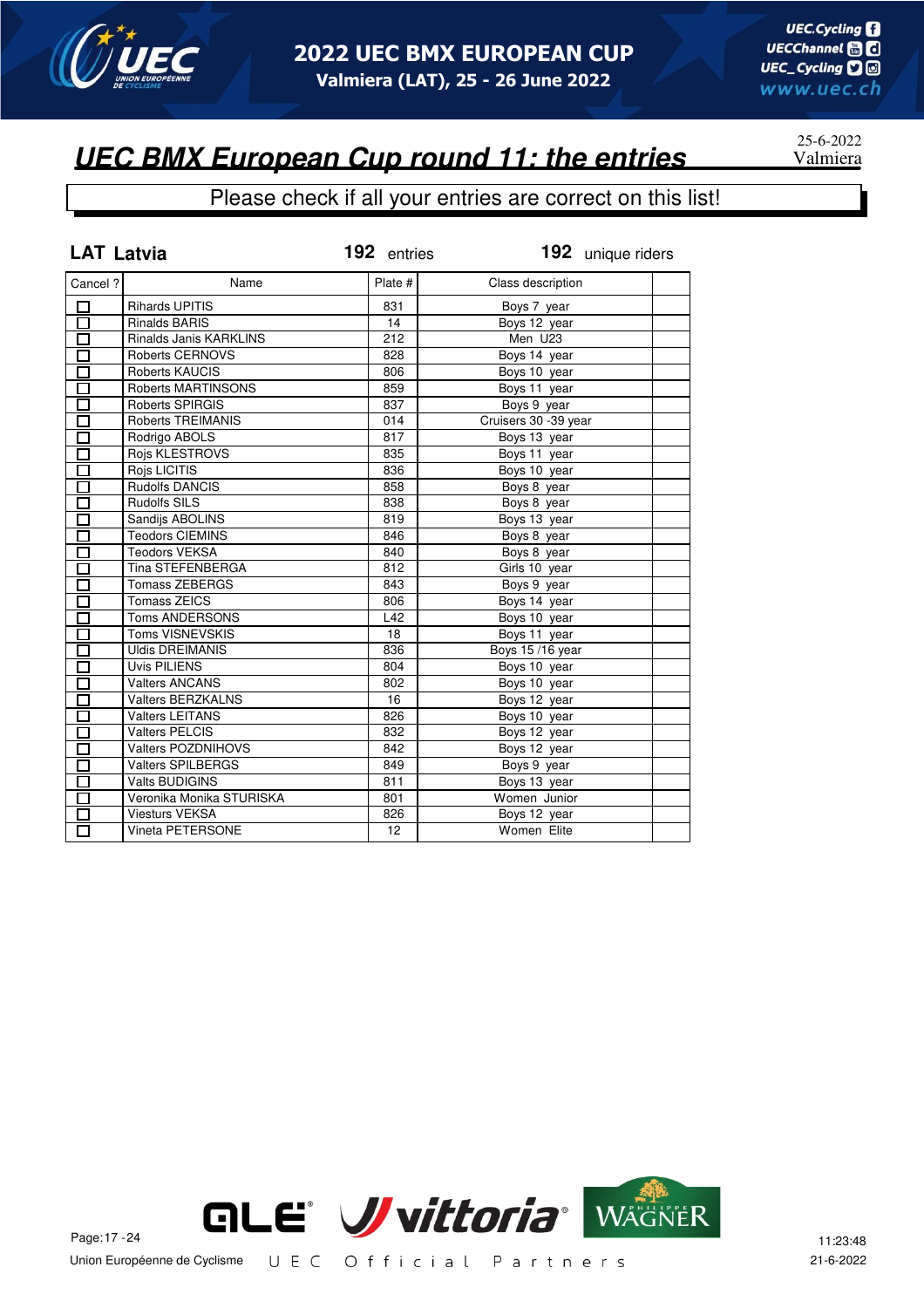# UEC BMX European Cup round 11: the entries

25-6-2022
Valmiera

Please check if all your entries are correct on this list!

**LAT Latvia** **192** entries **192** unique riders

| Cancel ? | Name | Plate # | Class description | |
|---|---|---|---|---|
| ☐ | Rihards UPITIS | 831 | Boys 7 year | |
| ☐ | Rinalds BARIS | 14 | Boys 12 year | |
| ☐ | Rinalds Janis KARKLINS | 212 | Men U23 | |
| ☐ | Roberts CERNOVS | 828 | Boys 14 year | |
| ☐ | Roberts KAUCIS | 806 | Boys 10 year | |
| ☐ | Roberts MARTINSONS | 859 | Boys 11 year | |
| ☐ | Roberts SPIRGIS | 837 | Boys 9 year | |
| ☐ | Roberts TREIMANIS | 014 | Cruisers 30 -39 year | |
| ☐ | Rodrigo ABOLS | 817 | Boys 13 year | |
| ☐ | Rojs KLESTROVS | 835 | Boys 11 year | |
| ☐ | Rojs LICITIS | 836 | Boys 10 year | |
| ☐ | Rudolfs DANCIS | 858 | Boys 8 year | |
| ☐ | Rudolfs SILS | 838 | Boys 8 year | |
| ☐ | Sandijs ABOLINS | 819 | Boys 13 year | |
| ☐ | Teodors CIEMINS | 846 | Boys 8 year | |
| ☐ | Teodors VEKSA | 840 | Boys 8 year | |
| ☐ | Tina STEFENBERGA | 812 | Girls 10 year | |
| ☐ | Tomass ZEBERGS | 843 | Boys 9 year | |
| ☐ | Tomass ZEICS | 806 | Boys 14 year | |
| ☐ | Toms ANDERSONS | L42 | Boys 10 year | |
| ☐ | Toms VISNEVSKIS | 18 | Boys 11 year | |
| ☐ | Uldis DREIMANIS | 836 | Boys 15 /16 year | |
| ☐ | Uvis PILIENS | 804 | Boys 10 year | |
| ☐ | Valters ANCANS | 802 | Boys 10 year | |
| ☐ | Valters BERZKALNS | 16 | Boys 12 year | |
| ☐ | Valters LEITANS | 826 | Boys 10 year | |
| ☐ | Valters PELCIS | 832 | Boys 12 year | |
| ☐ | Valters POZDNIHOVS | 842 | Boys 12 year | |
| ☐ | Valters SPILBERGS | 849 | Boys 9 year | |
| ☐ | Valts BUDIGINS | 811 | Boys 13 year | |
| ☐ | Veronika Monika STURISKA | 801 | Women Junior | |
| ☐ | Viesturs VEKSA | 826 | Boys 12 year | |
| ☐ | Vineta PETERSONE | 12 | Women Elite | |

Union Européenne de Cyclisme

U E C Official Partners

11:23:48
21-6-2022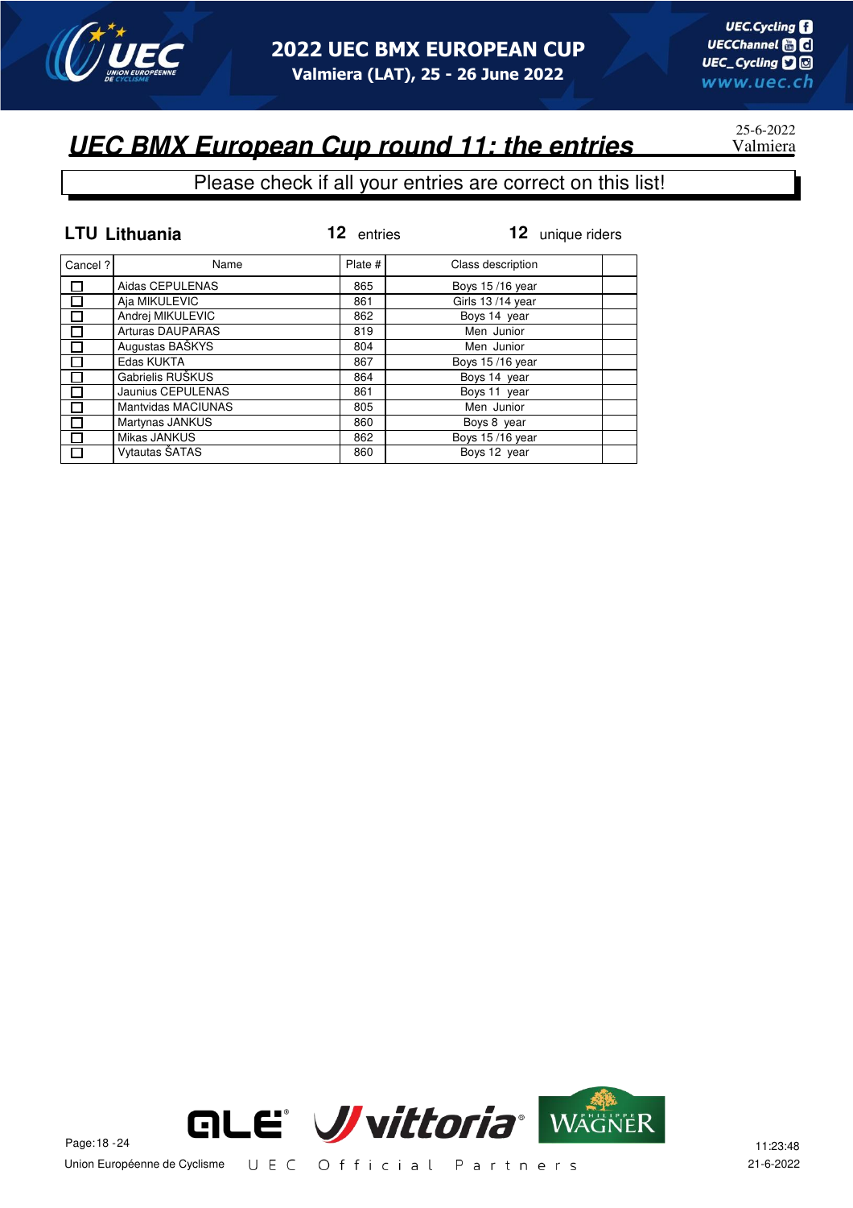## UEC BMX European Cup round 11: the entries

25-6-2022
Valmiera

Please check if all your entries are correct on this list!

**LTU Lithuania** **12** entries **12** unique riders

| Cancel ? | Name | Plate # | Class description | |
|---|---|---|---|---|
| ☐ | Aidas CEPULENAS | 865 | Boys 15 /16 year | |
| ☐ | Aja MIKULEVIC | 861 | Girls 13 /14 year | |
| ☐ | Andrej MIKULEVIC | 862 | Boys 14 year | |
| ☐ | Arturas DAUPARAS | 819 | Men Junior | |
| ☐ | Augustas BAŠKYS | 804 | Men Junior | |
| ☐ | Edas KUKTA | 867 | Boys 15 /16 year | |
| ☐ | Gabrielis RUŠKUS | 864 | Boys 14 year | |
| ☐ | Jaunius CEPULENAS | 861 | Boys 11 year | |
| ☐ | Mantvidas MACIUNAS | 805 | Men Junior | |
| ☐ | Martynas JANKUS | 860 | Boys 8 year | |
| ☐ | Mikas JANKUS | 862 | Boys 15 /16 year | |
| ☐ | Vytautas ŠATAS | 860 | Boys 12 year | |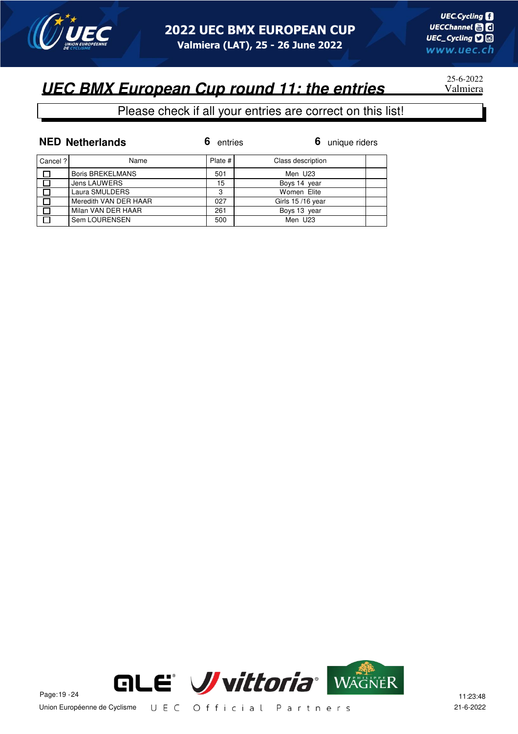# UEC BMX European Cup round 11: the entries

25-6-2022
Valmiera

Please check if all your entries are correct on this list!

**NED Netherlands** **6** entries **6** unique riders

| Cancel ? | Name | Plate # | Class description | |
|---|---|---|---|---|
| ☐ | Boris BREKELMANS | 501 | Men U23 | |
| ☐ | Jens LAUWERS | 15 | Boys 14 year | |
| ☐ | Laura SMULDERS | 3 | Women Elite | |
| ☐ | Meredith VAN DER HAAR | 027 | Girls 15 /16 year | |
| ☐ | Milan VAN DER HAAR | 261 | Boys 13 year | |
| ☐ | Sem LOURENSEN | 500 | Men U23 | |

Union Européenne de Cyclisme UEC Official Partners

11:23:48
21-6-2022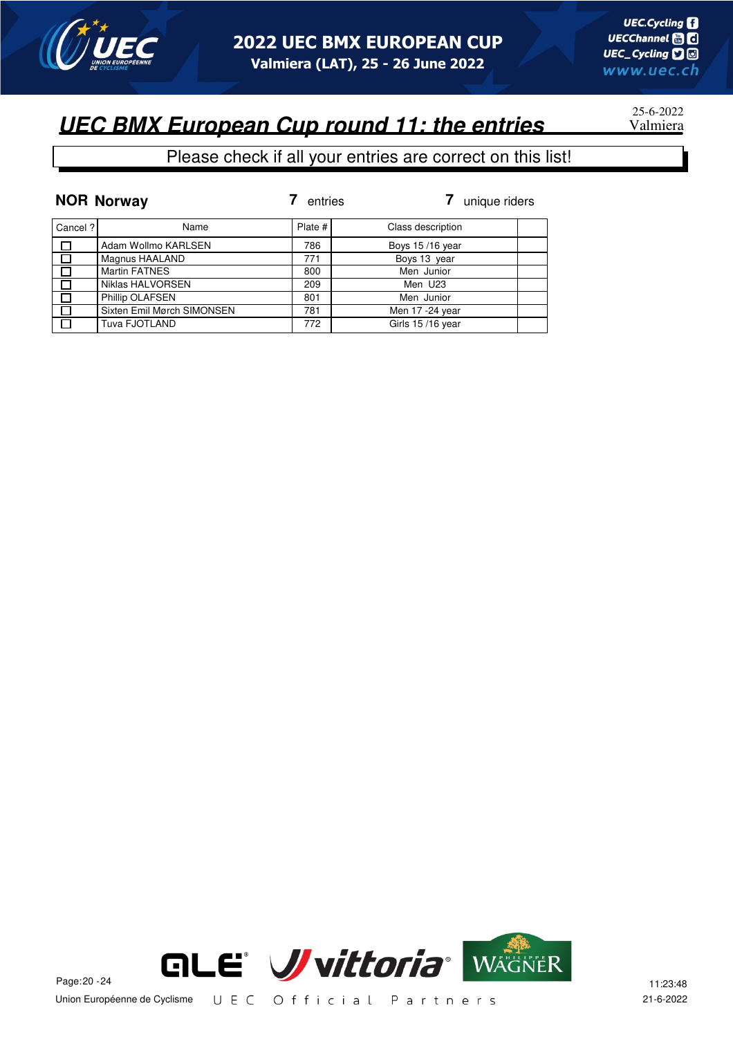# UEC BMX European Cup round 11: the entries

25-6-2022
Valmiera

Please check if all your entries are correct on this list!

**NOR Norway** — **7** entries — **7** unique riders

| Cancel ? | Name | Plate # | Class description | |
|---|---|---|---|---|
| ☐ | Adam Wollmo KARLSEN | 786 | Boys 15 /16 year | |
| ☐ | Magnus HAALAND | 771 | Boys 13 year | |
| ☐ | Martin FATNES | 800 | Men Junior | |
| ☐ | Niklas HALVORSEN | 209 | Men U23 | |
| ☐ | Phillip OLAFSEN | 801 | Men Junior | |
| ☐ | Sixten Emil Mørch SIMONSEN | 781 | Men 17 -24 year | |
| ☐ | Tuva FJOTLAND | 772 | Girls 15 /16 year | |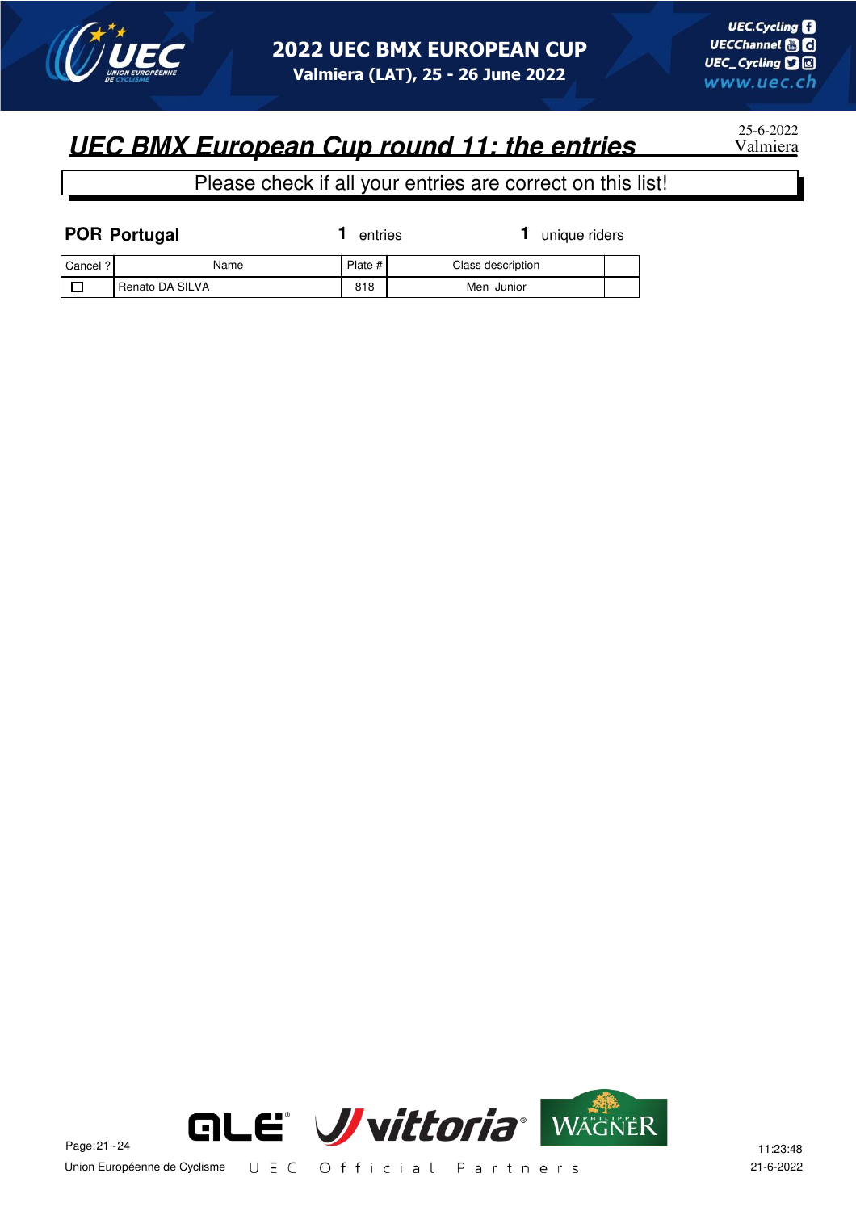## UEC BMX European Cup round 11: the entries

25-6-2022
Valmiera

Please check if all your entries are correct on this list!

**POR Portugal** **1** entries **1** unique riders

| Cancel ? | Name | Plate # | Class description | |
|---|---|---|---|---|
| ☐ | Renato DA SILVA | 818 | Men Junior | |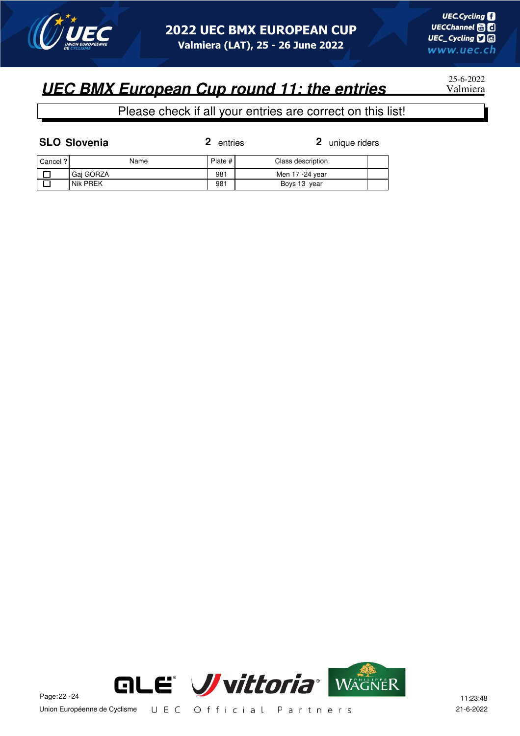## UEC BMX European Cup round 11: the entries

25-6-2022
Valmiera

Please check if all your entries are correct on this list!

**SLO Slovenia** **2** entries **2** unique riders

| Cancel ? | Name | Plate # | Class description | |
|---|---|---|---|---|
| ☐ | Gaj GORZA | 981 | Men 17 -24 year | |
| ☐ | Nik PREK | 981 | Boys 13 year | |

Union Européenne de Cyclisme UEC Official Partners

11:23:48
21-6-2022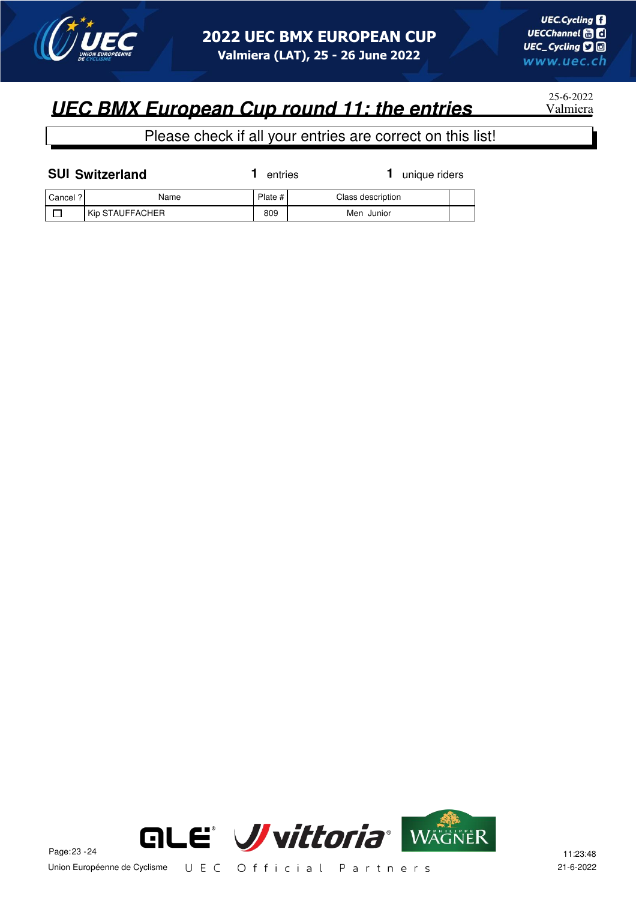# UEC BMX European Cup round 11: the entries

25-6-2022
Valmiera

Please check if all your entries are correct on this list!

**SUI Switzerland** **1** entries **1** unique riders

| Cancel ? | Name | Plate # | Class description | |
|---|---|---|---|---|
| ☐ | Kip STAUFFACHER | 809 | Men Junior | |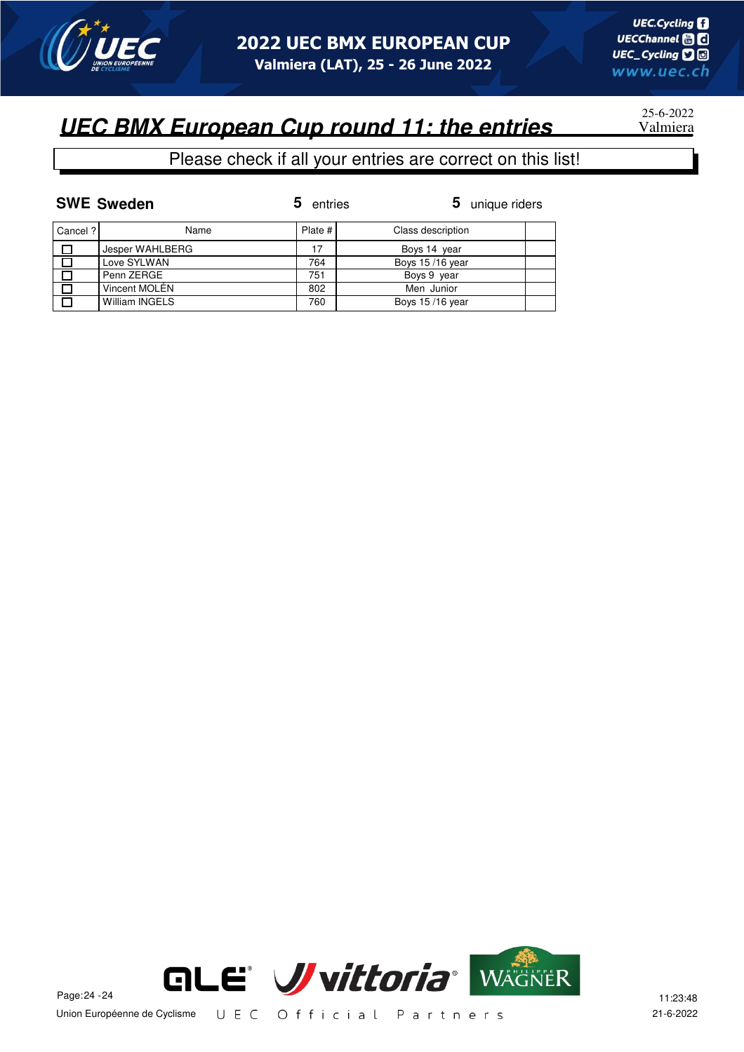# 2022 UEC BMX EUROPEAN CUP

**Valmiera (LAT), 25 - 26 June 2022**

## *UEC BMX European Cup round 11: the entries*

25-6-2022
Valmiera

Please check if all your entries are correct on this list!

**SWE Sweden** **5** entries **5** unique riders

| Cancel ? | Name | Plate # | Class description | |
|---|---|---|---|---|
| ☐ | Jesper WAHLBERG | 17 | Boys 14 year | |
| ☐ | Love SYLWAN | 764 | Boys 15 /16 year | |
| ☐ | Penn ZERGE | 751 | Boys 9 year | |
| ☐ | Vincent MOLÉN | 802 | Men Junior | |
| ☐ | William INGELS | 760 | Boys 15 /16 year | |

Union Européenne de Cyclisme — UEC Official Partners

11:23:48
21-6-2022